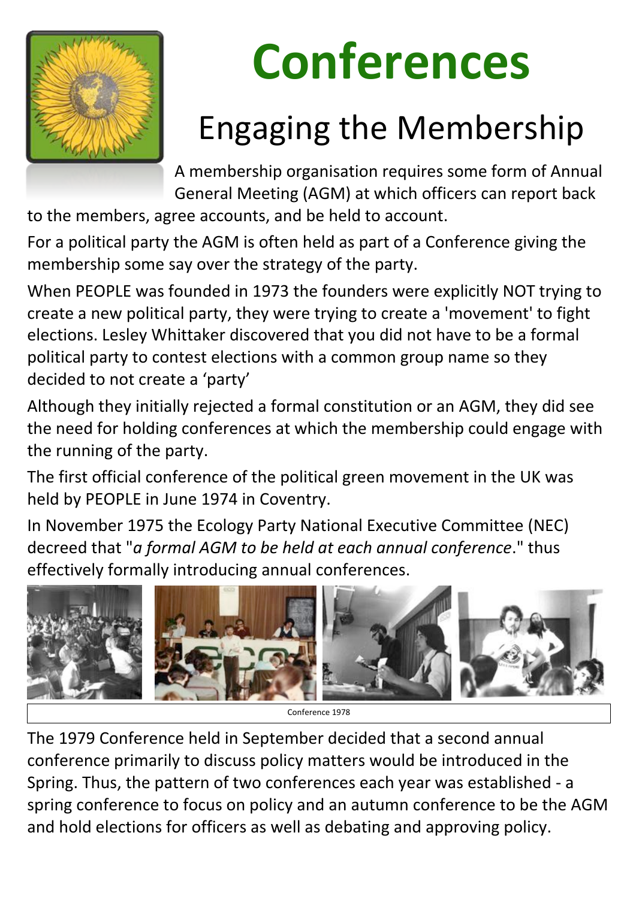# Conferences

## Engaging the Membership

A membership organisation requires some form of Annual General Meeting (AGM) at which officers can report back to the members, agree accounts, and be held to account.

For a political party the AGM is often held as part of a Conference giving the membership some say over the strategy of the party.

When PEOPLE was founded in 1973 the founders were explicitly NOT trying to create a new political party, they were trying to create a 'movement' to fight elections. Lesley Whittaker discovered that you did not have to be a formal political party to contest elections with a common group name so they decided to not create a 'party'

Although they initially rejected a formal constitution or an AGM, they did see the need for holding conferences at which the membership could engage with the running of the party.

The first official conference of the political green movement in the UK was held by PEOPLE in June 1974 in Coventry.

In November 1975 the Ecology Party National Executive Committee (NEC) decreed that "*a formal AGM to be held at each annual conference*." thus effectively formally introducing annual conferences.

Conference 1978

The 1979 Conference held in September decided that a second annual conference primarily to discuss policy matters would be introduced in the Spring. Thus, the pattern of two conferences each year was established - a spring conference to focus on policy and an autumn conference to be the AGM and hold elections for officers as well as debating and approving policy.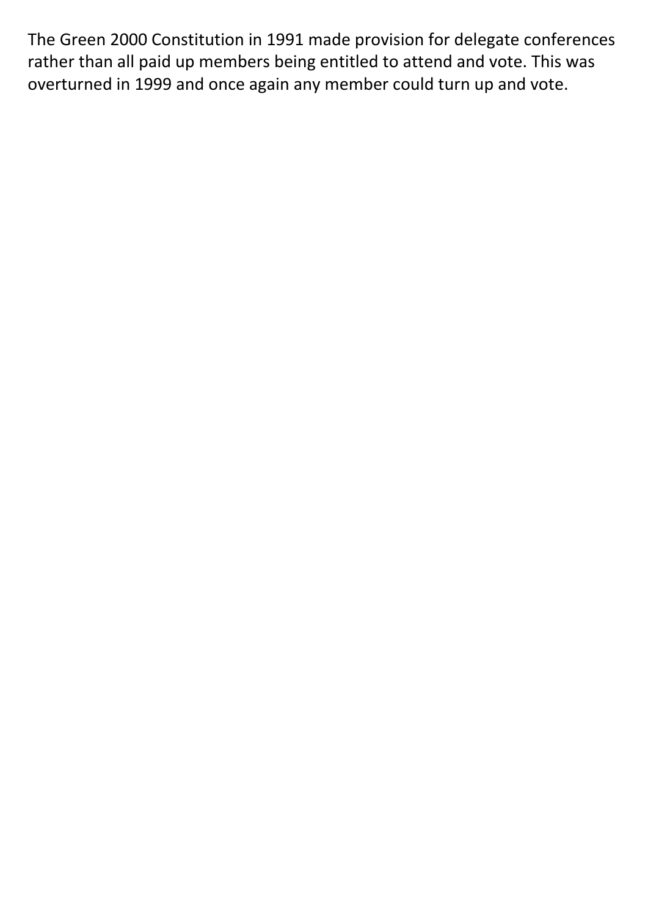The Green 2000 Constitution in 1991 made provision for delegate conferences rather than all paid up members being entitled to attend and vote. This was overturned in 1999 and once again any member could turn up and vote.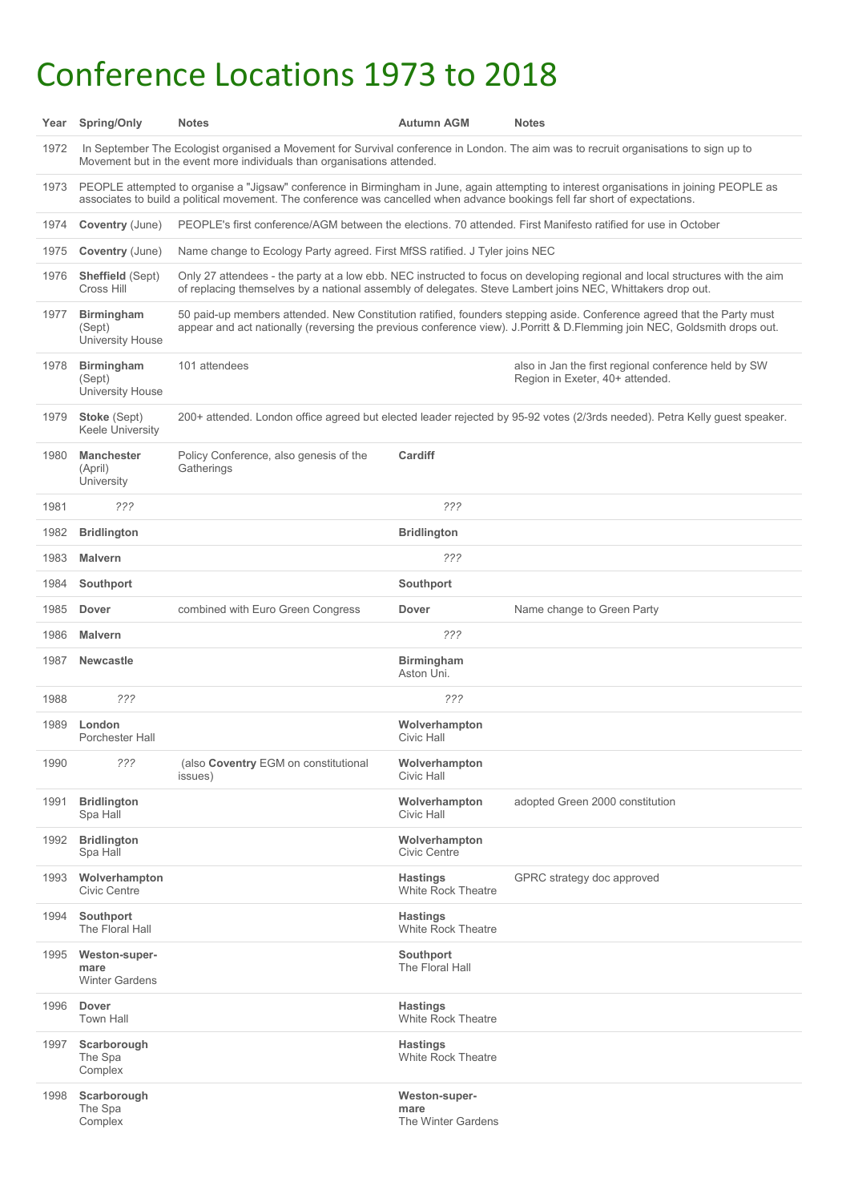# Conference Locations 1973 to 2018

| Year | Spring/Only | Notes | Autumn AGM | Notes |
|---|---|---|---|---|
| 1972 | In September The Ecologist organised a Movement for Survival conference in London. The aim was to recruit organisations to sign up to Movement but in the event more individuals than organisations attended. | | | |
| 1973 | PEOPLE attempted to organise a "Jigsaw" conference in Birmingham in June, again attempting to interest organisations in joining PEOPLE as associates to build a political movement. The conference was cancelled when advance bookings fell far short of expectations. | | | |
| 1974 | **Coventry** (June) | PEOPLE's first conference/AGM between the elections. 70 attended. First Manifesto ratified for use in October | | |
| 1975 | **Coventry** (June) | Name change to Ecology Party agreed. First MfSS ratified. J Tyler joins NEC | | |
| 1976 | **Sheffield** (Sept) Cross Hill | Only 27 attendees - the party at a low ebb. NEC instructed to focus on developing regional and local structures with the aim of replacing themselves by a national assembly of delegates. Steve Lambert joins NEC, Whittakers drop out. | | |
| 1977 | **Birmingham** (Sept) University House | 50 paid-up members attended. New Constitution ratified, founders stepping aside. Conference agreed that the Party must appear and act nationally (reversing the previous conference view). J.Porritt & D.Flemming join NEC, Goldsmith drops out. | | |
| 1978 | **Birmingham** (Sept) University House | 101 attendees | | also in Jan the first regional conference held by SW Region in Exeter, 40+ attended. |
| 1979 | **Stoke** (Sept) Keele University | 200+ attended. London office agreed but elected leader rejected by 95-92 votes (2/3rds needed). Petra Kelly guest speaker. | | |
| 1980 | **Manchester** (April) University | Policy Conference, also genesis of the Gatherings | **Cardiff** | |
| 1981 | *???* | | *???* | |
| 1982 | **Bridlington** | | **Bridlington** | |
| 1983 | **Malvern** | | *???* | |
| 1984 | **Southport** | | **Southport** | |
| 1985 | **Dover** | combined with Euro Green Congress | **Dover** | Name change to Green Party |
| 1986 | **Malvern** | | *???* | |
| 1987 | **Newcastle** | | **Birmingham** Aston Uni. | |
| 1988 | *???* | | *???* | |
| 1989 | **London** Porchester Hall | | **Wolverhampton** Civic Hall | |
| 1990 | *???* | (also **Coventry** EGM on constitutional issues) | **Wolverhampton** Civic Hall | |
| 1991 | **Bridlington** Spa Hall | | **Wolverhampton** Civic Hall | adopted Green 2000 constitution |
| 1992 | **Bridlington** Spa Hall | | **Wolverhampton** Civic Centre | |
| 1993 | **Wolverhampton** Civic Centre | | **Hastings** White Rock Theatre | GPRC strategy doc approved |
| 1994 | **Southport** The Floral Hall | | **Hastings** White Rock Theatre | |
| 1995 | **Weston-super-mare** Winter Gardens | | **Southport** The Floral Hall | |
| 1996 | **Dover** Town Hall | | **Hastings** White Rock Theatre | |
| 1997 | **Scarborough** The Spa Complex | | **Hastings** White Rock Theatre | |
| 1998 | **Scarborough** The Spa Complex | | **Weston-super-mare** The Winter Gardens | |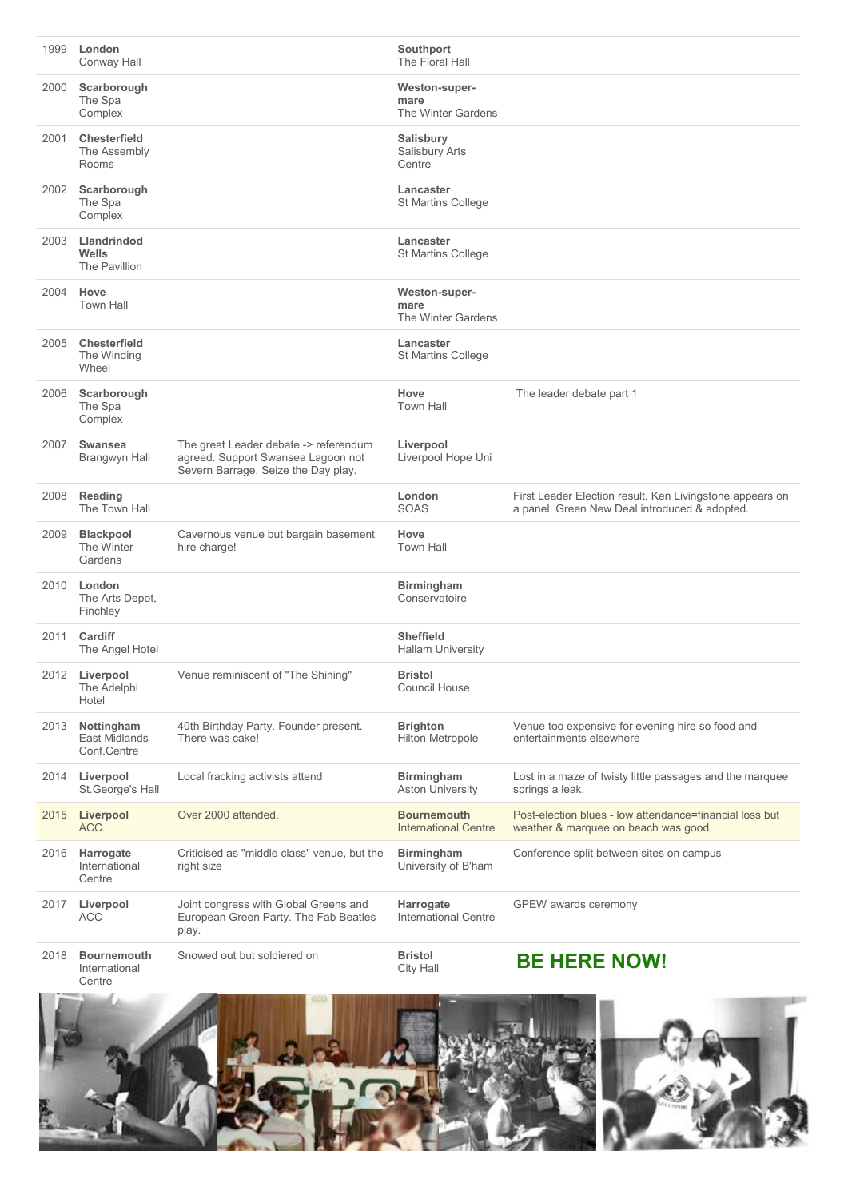| | | | | |
|---|---|---|---|---|
| 1999 | **London** Conway Hall | | **Southport** The Floral Hall | |
| 2000 | **Scarborough** The Spa Complex | | **Weston-super-mare** The Winter Gardens | |
| 2001 | **Chesterfield** The Assembly Rooms | | **Salisbury** Salisbury Arts Centre | |
| 2002 | **Scarborough** The Spa Complex | | **Lancaster** St Martins College | |
| 2003 | **Llandrindod Wells** The Pavillion | | **Lancaster** St Martins College | |
| 2004 | **Hove** Town Hall | | **Weston-super-mare** The Winter Gardens | |
| 2005 | **Chesterfield** The Winding Wheel | | **Lancaster** St Martins College | |
| 2006 | **Scarborough** The Spa Complex | | **Hove** Town Hall | The leader debate part 1 |
| 2007 | **Swansea** Brangwyn Hall | The great Leader debate -> referendum agreed. Support Swansea Lagoon not Severn Barrage. Seize the Day play. | **Liverpool** Liverpool Hope Uni | |
| 2008 | **Reading** The Town Hall | | **London** SOAS | First Leader Election result. Ken Livingstone appears on a panel. Green New Deal introduced & adopted. |
| 2009 | **Blackpool** The Winter Gardens | Cavernous venue but bargain basement hire charge! | **Hove** Town Hall | |
| 2010 | **London** The Arts Depot, Finchley | | **Birmingham** Conservatoire | |
| 2011 | **Cardiff** The Angel Hotel | | **Sheffield** Hallam University | |
| 2012 | **Liverpool** The Adelphi Hotel | Venue reminiscent of "The Shining" | **Bristol** Council House | |
| 2013 | **Nottingham** East Midlands Conf.Centre | 40th Birthday Party. Founder present. There was cake! | **Brighton** Hilton Metropole | Venue too expensive for evening hire so food and entertainments elsewhere |
| 2014 | **Liverpool** St.George's Hall | Local fracking activists attend | **Birmingham** Aston University | Lost in a maze of twisty little passages and the marquee springs a leak. |
| 2015 | **Liverpool** ACC | Over 2000 attended. | **Bournemouth** International Centre | Post-election blues - low attendance=financial loss but weather & marquee on beach was good. |
| 2016 | **Harrogate** International Centre | Criticised as "middle class" venue, but the right size | **Birmingham** University of B'ham | Conference split between sites on campus |
| 2017 | **Liverpool** ACC | Joint congress with Global Greens and European Green Party. The Fab Beatles play. | **Harrogate** International Centre | GPEW awards ceremony |
| 2018 | **Bournemouth** International Centre | Snowed out but soldiered on | **Bristol** City Hall | **BE HERE NOW!** |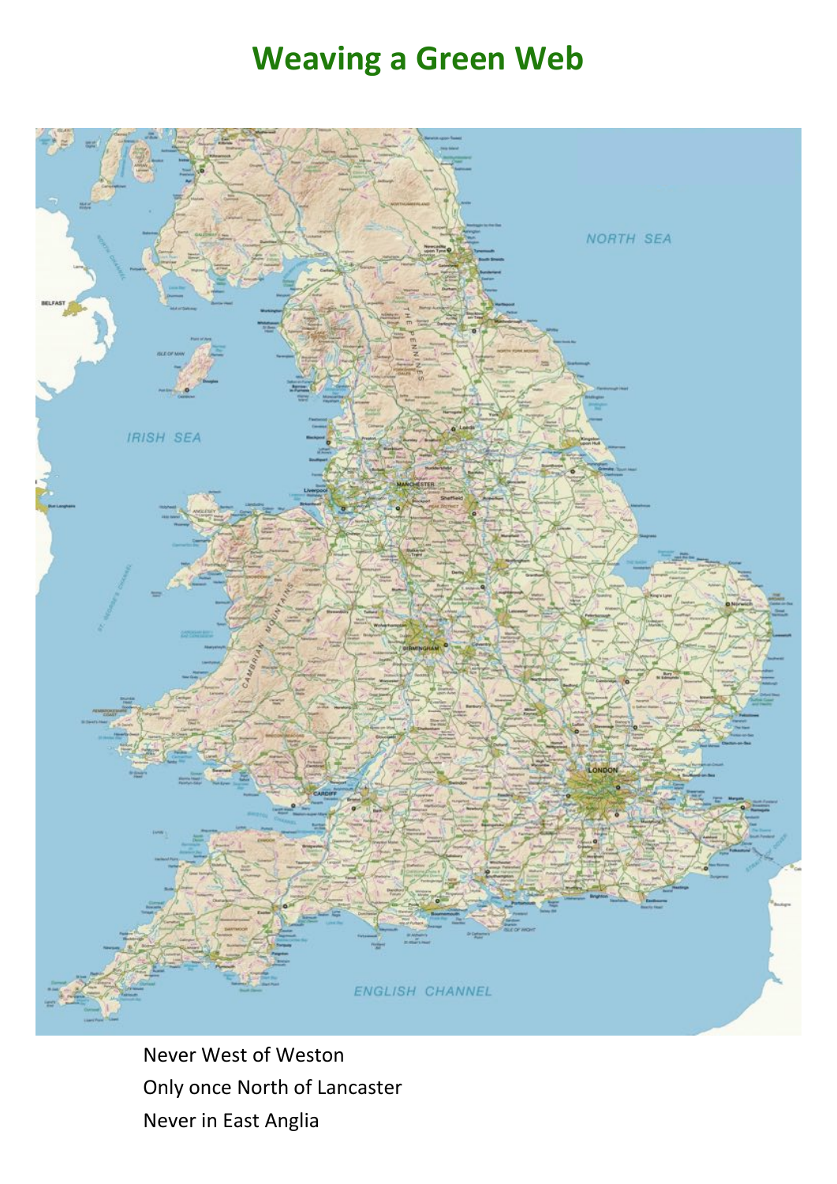# Weaving a Green Web

Never West of Weston

Only once North of Lancaster

Never in East Anglia